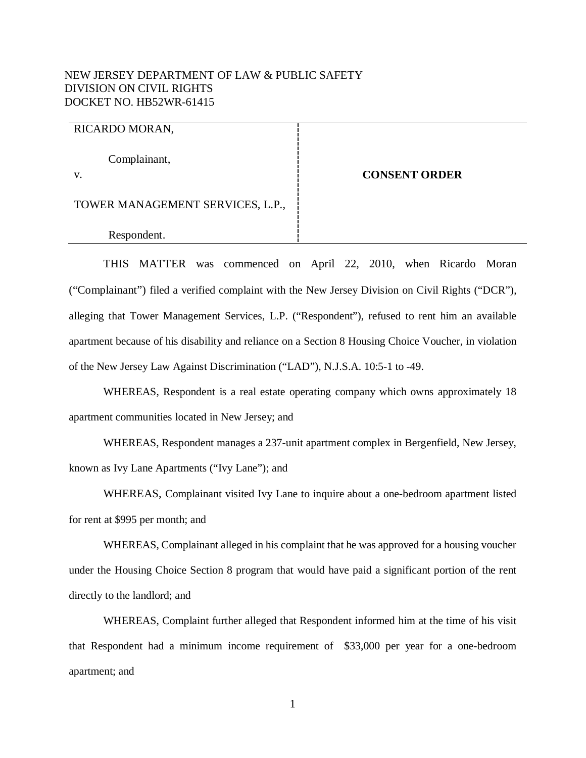NEW JERSEY DEPARTMENT OF LAW & PUBLIC SAFETY
DIVISION ON CIVIL RIGHTS
DOCKET NO. HB52WR-61415

| | |
|---|---|
| RICARDO MORAN,<br><br>Complainant,<br><br>v.<br><br>TOWER MANAGEMENT SERVICES, L.P.,<br><br>Respondent. | **CONSENT ORDER** |

THIS MATTER was commenced on April 22, 2010, when Ricardo Moran ("Complainant") filed a verified complaint with the New Jersey Division on Civil Rights ("DCR"), alleging that Tower Management Services, L.P. ("Respondent"), refused to rent him an available apartment because of his disability and reliance on a Section 8 Housing Choice Voucher, in violation of the New Jersey Law Against Discrimination ("LAD"), N.J.S.A. 10:5-1 to -49.

WHEREAS, Respondent is a real estate operating company which owns approximately 18 apartment communities located in New Jersey; and

WHEREAS, Respondent manages a 237-unit apartment complex in Bergenfield, New Jersey, known as Ivy Lane Apartments ("Ivy Lane"); and

WHEREAS, Complainant visited Ivy Lane to inquire about a one-bedroom apartment listed for rent at $995 per month; and

WHEREAS, Complainant alleged in his complaint that he was approved for a housing voucher under the Housing Choice Section 8 program that would have paid a significant portion of the rent directly to the landlord; and

WHEREAS, Complaint further alleged that Respondent informed him at the time of his visit that Respondent had a minimum income requirement of $33,000 per year for a one-bedroom apartment; and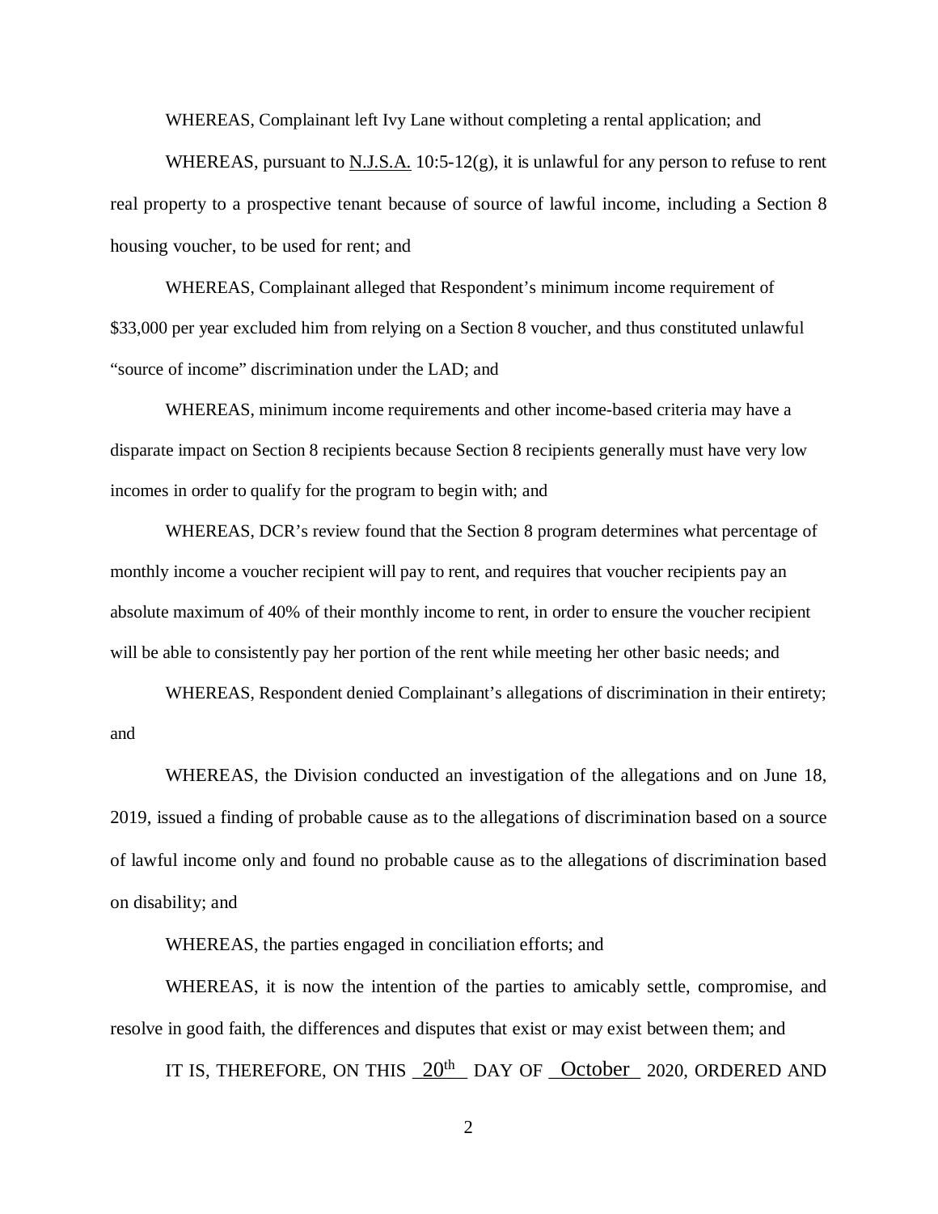WHEREAS, Complainant left Ivy Lane without completing a rental application; and

WHEREAS, pursuant to N.J.S.A. 10:5-12(g), it is unlawful for any person to refuse to rent real property to a prospective tenant because of source of lawful income, including a Section 8 housing voucher, to be used for rent; and

WHEREAS, Complainant alleged that Respondent's minimum income requirement of $33,000 per year excluded him from relying on a Section 8 voucher, and thus constituted unlawful "source of income" discrimination under the LAD; and

WHEREAS, minimum income requirements and other income-based criteria may have a disparate impact on Section 8 recipients because Section 8 recipients generally must have very low incomes in order to qualify for the program to begin with; and

WHEREAS, DCR's review found that the Section 8 program determines what percentage of monthly income a voucher recipient will pay to rent, and requires that voucher recipients pay an absolute maximum of 40% of their monthly income to rent, in order to ensure the voucher recipient will be able to consistently pay her portion of the rent while meeting her other basic needs; and

WHEREAS, Respondent denied Complainant's allegations of discrimination in their entirety; and

WHEREAS, the Division conducted an investigation of the allegations and on June 18, 2019, issued a finding of probable cause as to the allegations of discrimination based on a source of lawful income only and found no probable cause as to the allegations of discrimination based on disability; and

WHEREAS, the parties engaged in conciliation efforts; and

WHEREAS, it is now the intention of the parties to amicably settle, compromise, and resolve in good faith, the differences and disputes that exist or may exist between them; and

IT IS, THEREFORE, ON THIS 20th DAY OF October 2020, ORDERED AND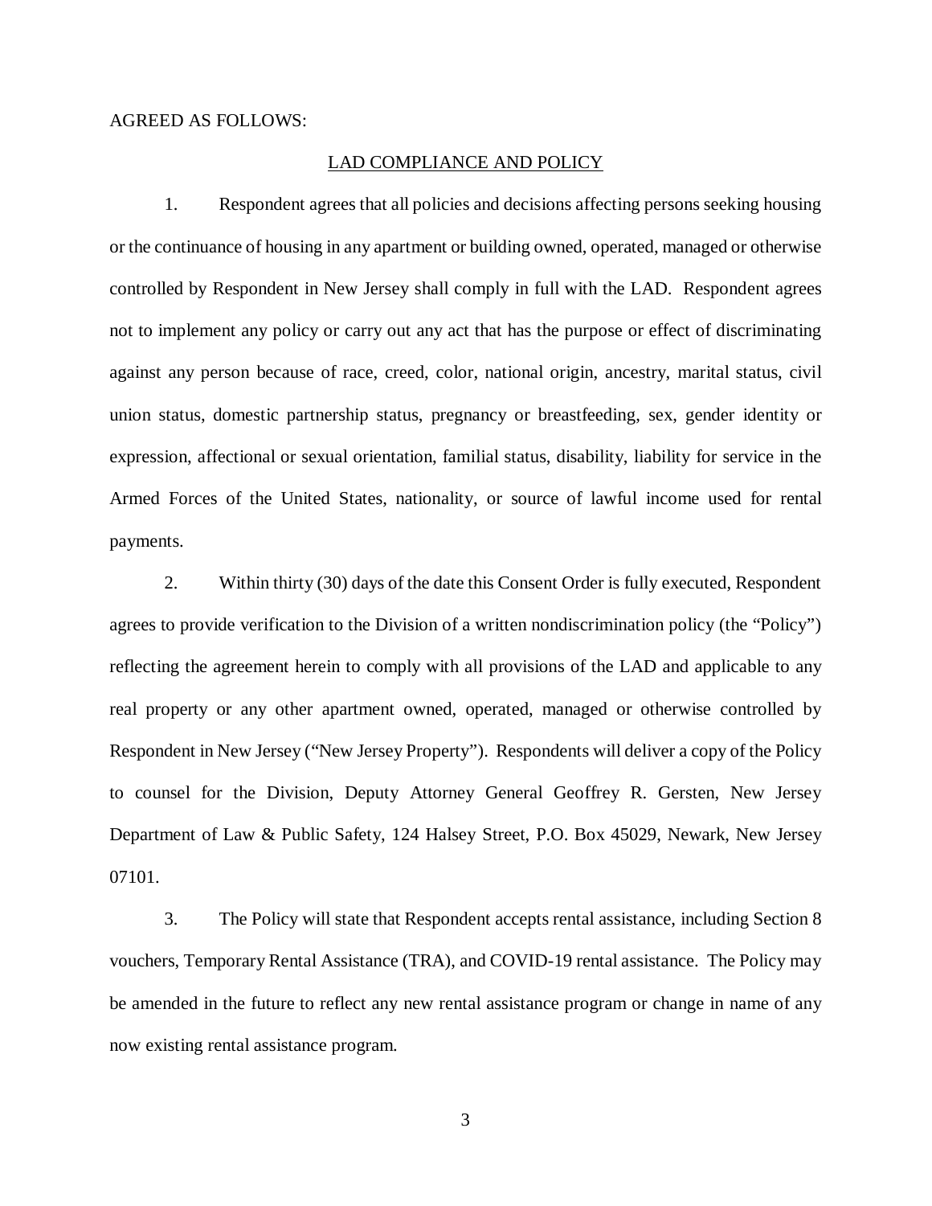AGREED AS FOLLOWS:

## LAD COMPLIANCE AND POLICY

1. Respondent agrees that all policies and decisions affecting persons seeking housing or the continuance of housing in any apartment or building owned, operated, managed or otherwise controlled by Respondent in New Jersey shall comply in full with the LAD. Respondent agrees not to implement any policy or carry out any act that has the purpose or effect of discriminating against any person because of race, creed, color, national origin, ancestry, marital status, civil union status, domestic partnership status, pregnancy or breastfeeding, sex, gender identity or expression, affectional or sexual orientation, familial status, disability, liability for service in the Armed Forces of the United States, nationality, or source of lawful income used for rental payments.

2. Within thirty (30) days of the date this Consent Order is fully executed, Respondent agrees to provide verification to the Division of a written nondiscrimination policy (the "Policy") reflecting the agreement herein to comply with all provisions of the LAD and applicable to any real property or any other apartment owned, operated, managed or otherwise controlled by Respondent in New Jersey ("New Jersey Property"). Respondents will deliver a copy of the Policy to counsel for the Division, Deputy Attorney General Geoffrey R. Gersten, New Jersey Department of Law & Public Safety, 124 Halsey Street, P.O. Box 45029, Newark, New Jersey 07101.

3. The Policy will state that Respondent accepts rental assistance, including Section 8 vouchers, Temporary Rental Assistance (TRA), and COVID-19 rental assistance. The Policy may be amended in the future to reflect any new rental assistance program or change in name of any now existing rental assistance program.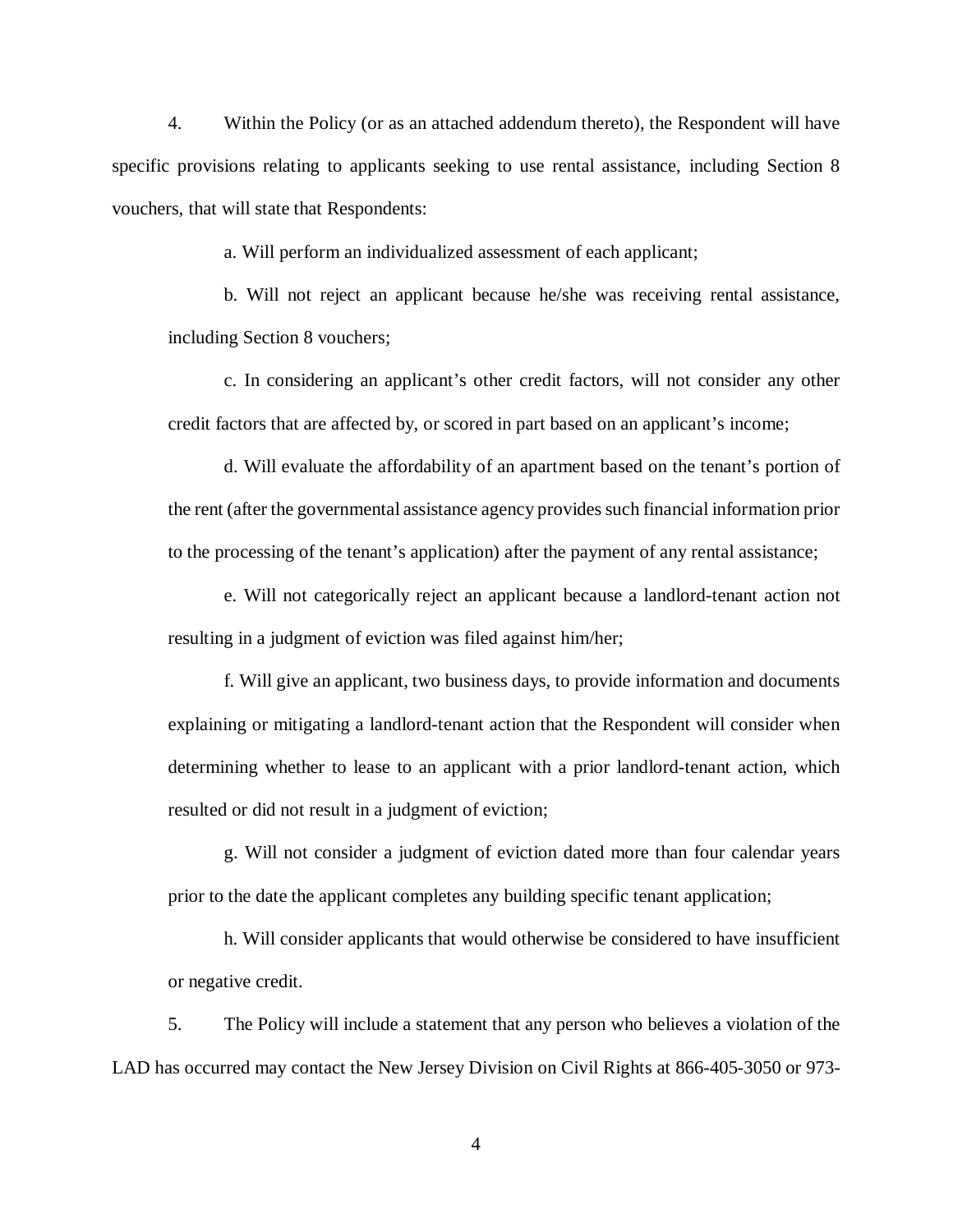4. Within the Policy (or as an attached addendum thereto), the Respondent will have specific provisions relating to applicants seeking to use rental assistance, including Section 8 vouchers, that will state that Respondents:

a. Will perform an individualized assessment of each applicant;

b. Will not reject an applicant because he/she was receiving rental assistance, including Section 8 vouchers;

c. In considering an applicant's other credit factors, will not consider any other credit factors that are affected by, or scored in part based on an applicant's income;

d. Will evaluate the affordability of an apartment based on the tenant's portion of the rent (after the governmental assistance agency provides such financial information prior to the processing of the tenant's application) after the payment of any rental assistance;

e. Will not categorically reject an applicant because a landlord-tenant action not resulting in a judgment of eviction was filed against him/her;

f. Will give an applicant, two business days, to provide information and documents explaining or mitigating a landlord-tenant action that the Respondent will consider when determining whether to lease to an applicant with a prior landlord-tenant action, which resulted or did not result in a judgment of eviction;

g. Will not consider a judgment of eviction dated more than four calendar years prior to the date the applicant completes any building specific tenant application;

h. Will consider applicants that would otherwise be considered to have insufficient or negative credit.

5. The Policy will include a statement that any person who believes a violation of the LAD has occurred may contact the New Jersey Division on Civil Rights at 866-405-3050 or 973-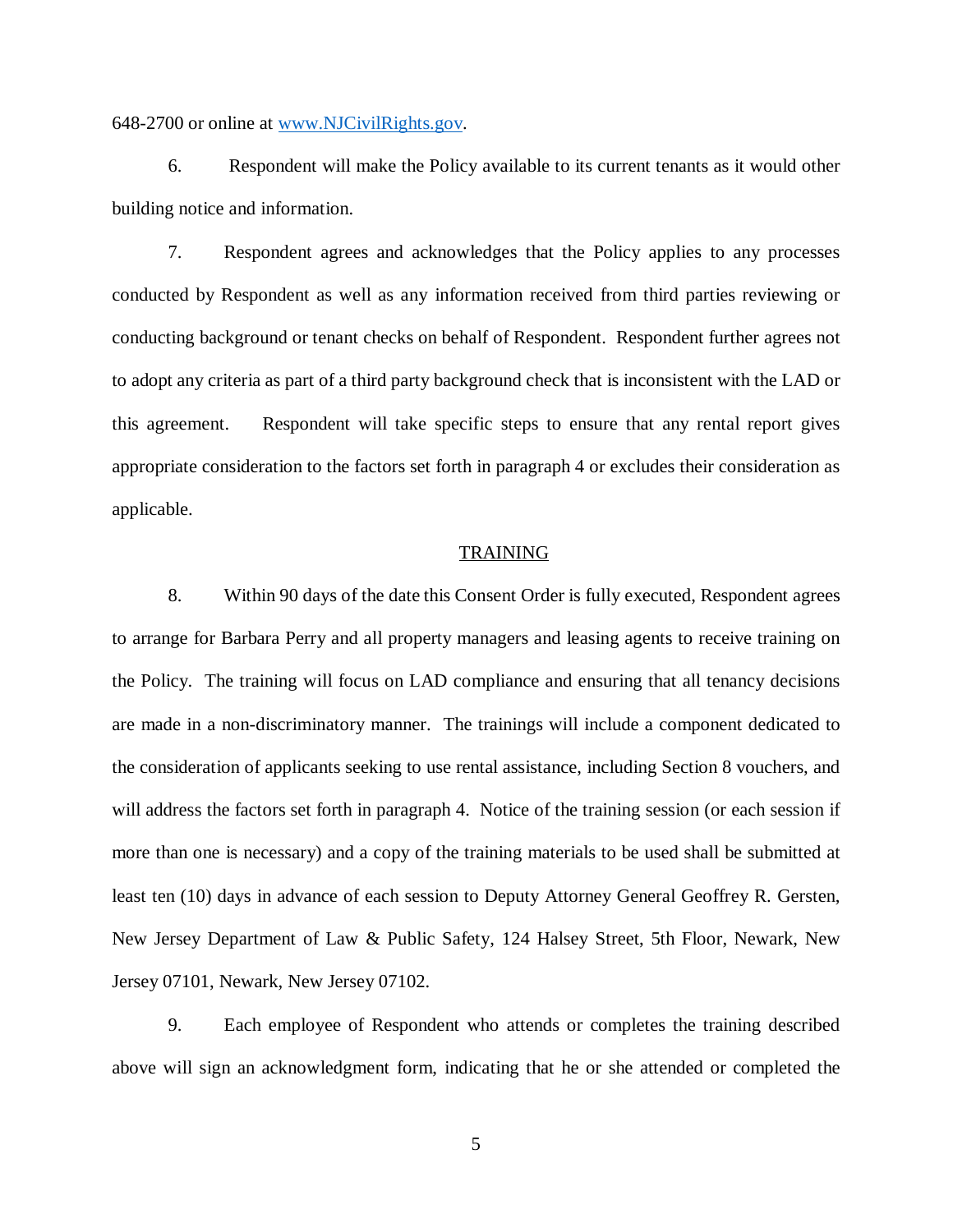648-2700 or online at www.NJCivilRights.gov.

6. Respondent will make the Policy available to its current tenants as it would other building notice and information.

7. Respondent agrees and acknowledges that the Policy applies to any processes conducted by Respondent as well as any information received from third parties reviewing or conducting background or tenant checks on behalf of Respondent. Respondent further agrees not to adopt any criteria as part of a third party background check that is inconsistent with the LAD or this agreement. Respondent will take specific steps to ensure that any rental report gives appropriate consideration to the factors set forth in paragraph 4 or excludes their consideration as applicable.

## TRAINING

8. Within 90 days of the date this Consent Order is fully executed, Respondent agrees to arrange for Barbara Perry and all property managers and leasing agents to receive training on the Policy. The training will focus on LAD compliance and ensuring that all tenancy decisions are made in a non-discriminatory manner. The trainings will include a component dedicated to the consideration of applicants seeking to use rental assistance, including Section 8 vouchers, and will address the factors set forth in paragraph 4. Notice of the training session (or each session if more than one is necessary) and a copy of the training materials to be used shall be submitted at least ten (10) days in advance of each session to Deputy Attorney General Geoffrey R. Gersten, New Jersey Department of Law & Public Safety, 124 Halsey Street, 5th Floor, Newark, New Jersey 07101, Newark, New Jersey 07102.

9. Each employee of Respondent who attends or completes the training described above will sign an acknowledgment form, indicating that he or she attended or completed the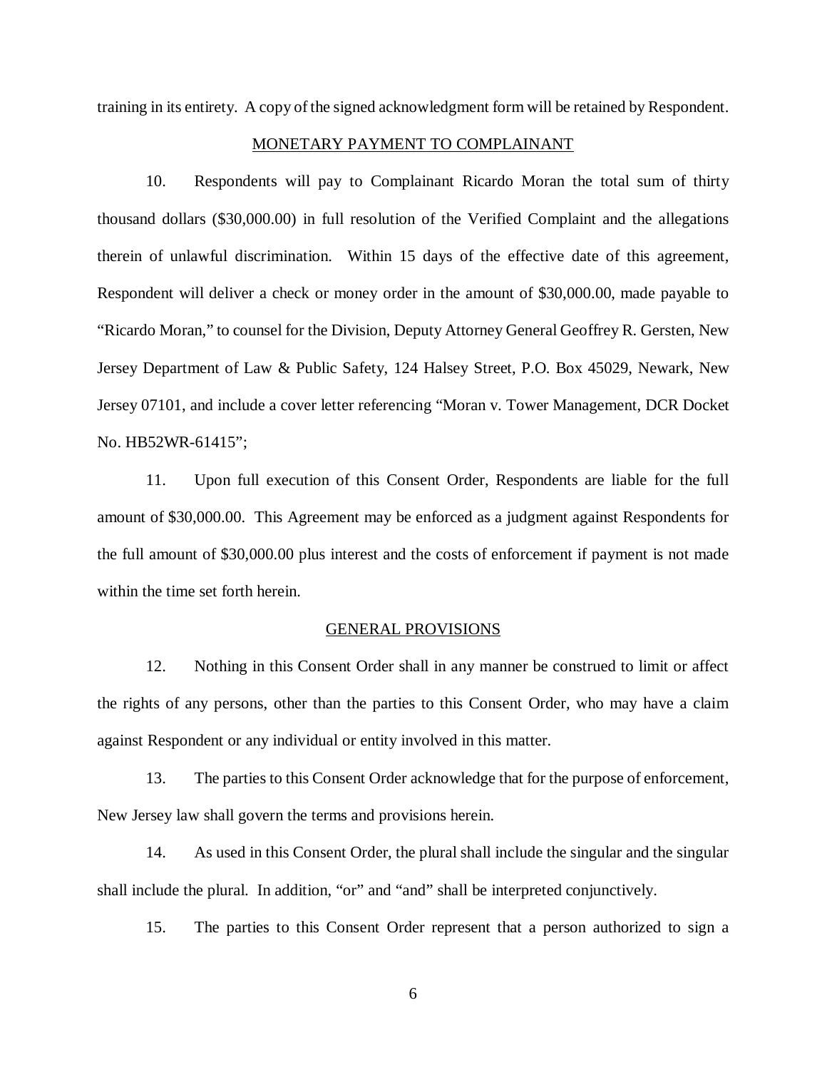training in its entirety. A copy of the signed acknowledgment form will be retained by Respondent.

## MONETARY PAYMENT TO COMPLAINANT

10. Respondents will pay to Complainant Ricardo Moran the total sum of thirty thousand dollars ($30,000.00) in full resolution of the Verified Complaint and the allegations therein of unlawful discrimination. Within 15 days of the effective date of this agreement, Respondent will deliver a check or money order in the amount of $30,000.00, made payable to "Ricardo Moran," to counsel for the Division, Deputy Attorney General Geoffrey R. Gersten, New Jersey Department of Law & Public Safety, 124 Halsey Street, P.O. Box 45029, Newark, New Jersey 07101, and include a cover letter referencing "Moran v. Tower Management, DCR Docket No. HB52WR-61415";

11. Upon full execution of this Consent Order, Respondents are liable for the full amount of $30,000.00. This Agreement may be enforced as a judgment against Respondents for the full amount of $30,000.00 plus interest and the costs of enforcement if payment is not made within the time set forth herein.

## GENERAL PROVISIONS

12. Nothing in this Consent Order shall in any manner be construed to limit or affect the rights of any persons, other than the parties to this Consent Order, who may have a claim against Respondent or any individual or entity involved in this matter.

13. The parties to this Consent Order acknowledge that for the purpose of enforcement, New Jersey law shall govern the terms and provisions herein.

14. As used in this Consent Order, the plural shall include the singular and the singular shall include the plural. In addition, "or" and "and" shall be interpreted conjunctively.

15. The parties to this Consent Order represent that a person authorized to sign a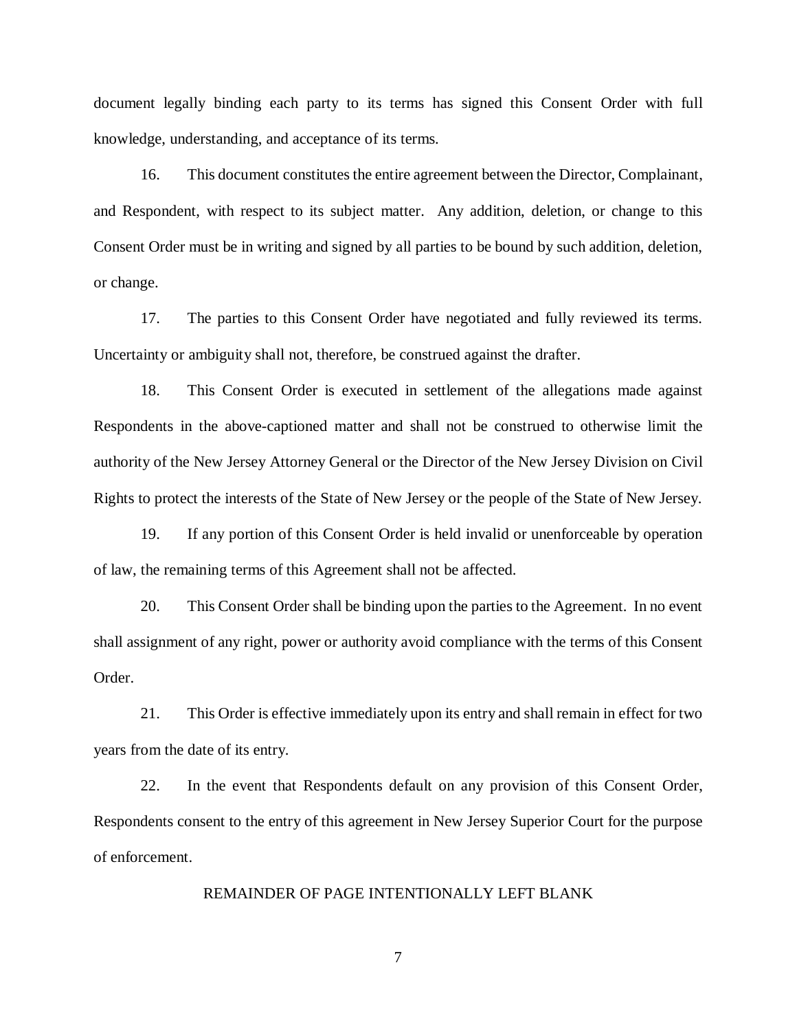document legally binding each party to its terms has signed this Consent Order with full knowledge, understanding, and acceptance of its terms.

16. This document constitutes the entire agreement between the Director, Complainant, and Respondent, with respect to its subject matter. Any addition, deletion, or change to this Consent Order must be in writing and signed by all parties to be bound by such addition, deletion, or change.

17. The parties to this Consent Order have negotiated and fully reviewed its terms. Uncertainty or ambiguity shall not, therefore, be construed against the drafter.

18. This Consent Order is executed in settlement of the allegations made against Respondents in the above-captioned matter and shall not be construed to otherwise limit the authority of the New Jersey Attorney General or the Director of the New Jersey Division on Civil Rights to protect the interests of the State of New Jersey or the people of the State of New Jersey.

19. If any portion of this Consent Order is held invalid or unenforceable by operation of law, the remaining terms of this Agreement shall not be affected.

20. This Consent Order shall be binding upon the parties to the Agreement. In no event shall assignment of any right, power or authority avoid compliance with the terms of this Consent Order.

21. This Order is effective immediately upon its entry and shall remain in effect for two years from the date of its entry.

22. In the event that Respondents default on any provision of this Consent Order, Respondents consent to the entry of this agreement in New Jersey Superior Court for the purpose of enforcement.

REMAINDER OF PAGE INTENTIONALLY LEFT BLANK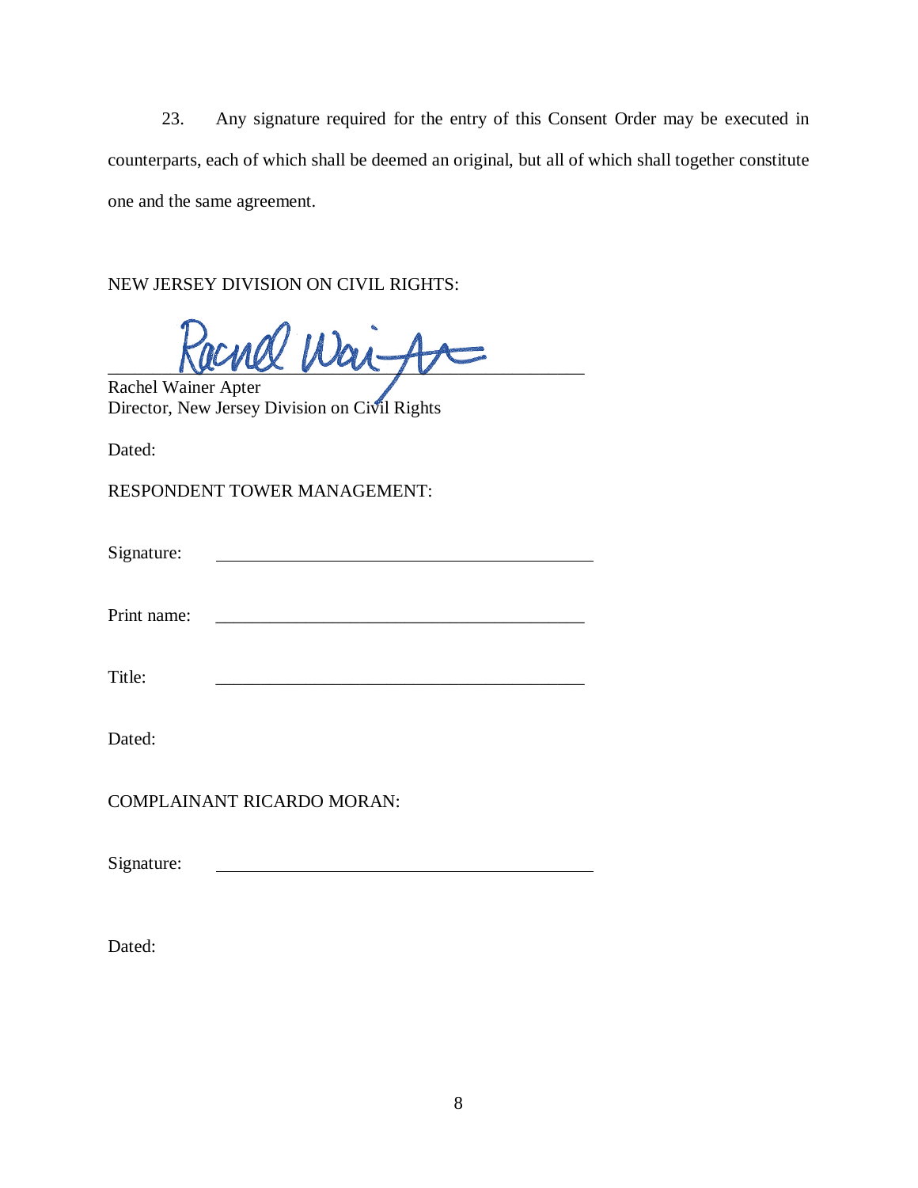23. Any signature required for the entry of this Consent Order may be executed in counterparts, each of which shall be deemed an original, but all of which shall together constitute one and the same agreement.

NEW JERSEY DIVISION ON CIVIL RIGHTS:

______________________________________________

Rachel Wainer Apter
Director, New Jersey Division on Civil Rights

Dated:

RESPONDENT TOWER MANAGEMENT:

Signature: ______________________________________________

Print name: ______________________________________________

Title: ______________________________________________

Dated:

COMPLAINANT RICARDO MORAN:

Signature: ______________________________________________

Dated: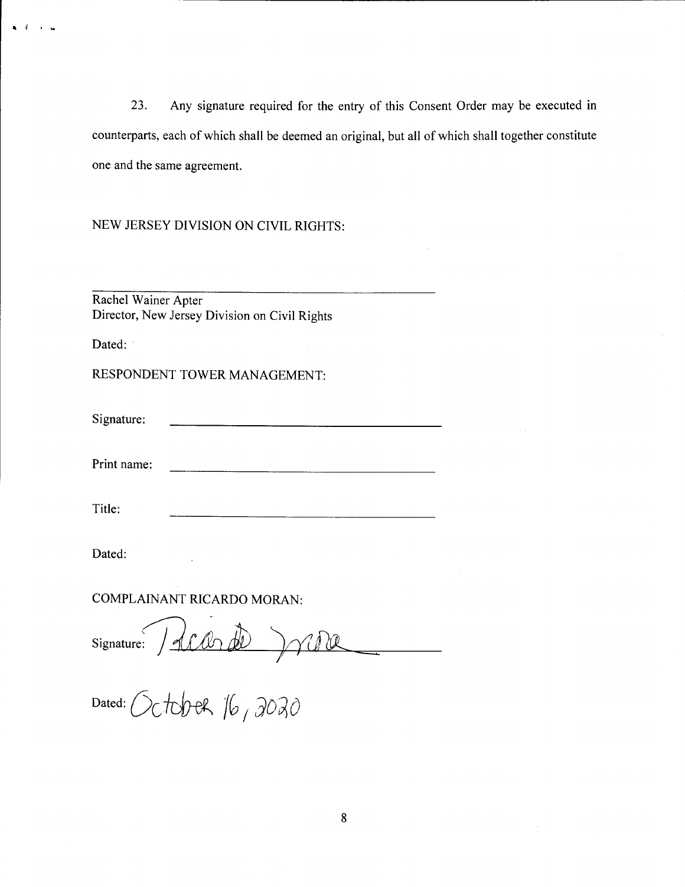23. Any signature required for the entry of this Consent Order may be executed in counterparts, each of which shall be deemed an original, but all of which shall together constitute one and the same agreement.

NEW JERSEY DIVISION ON CIVIL RIGHTS:

\_\_\_\_\_\_\_\_\_\_\_\_\_\_\_\_\_\_\_\_\_\_\_\_\_\_\_\_\_\_\_\_\_\_\_\_\_\_\_\_

Rachel Wainer Apter
Director, New Jersey Division on Civil Rights

Dated:

RESPONDENT TOWER MANAGEMENT:

Signature: \_\_\_\_\_\_\_\_\_\_\_\_\_\_\_\_\_\_\_\_\_\_\_\_\_\_\_\_\_\_\_\_

Print name: \_\_\_\_\_\_\_\_\_\_\_\_\_\_\_\_\_\_\_\_\_\_\_\_\_\_\_\_\_\_\_\_

Title: \_\_\_\_\_\_\_\_\_\_\_\_\_\_\_\_\_\_\_\_\_\_\_\_\_\_\_\_\_\_\_\_

Dated:

COMPLAINANT RICARDO MORAN:

Signature: Ricardo Moran

Dated: October 16, 2020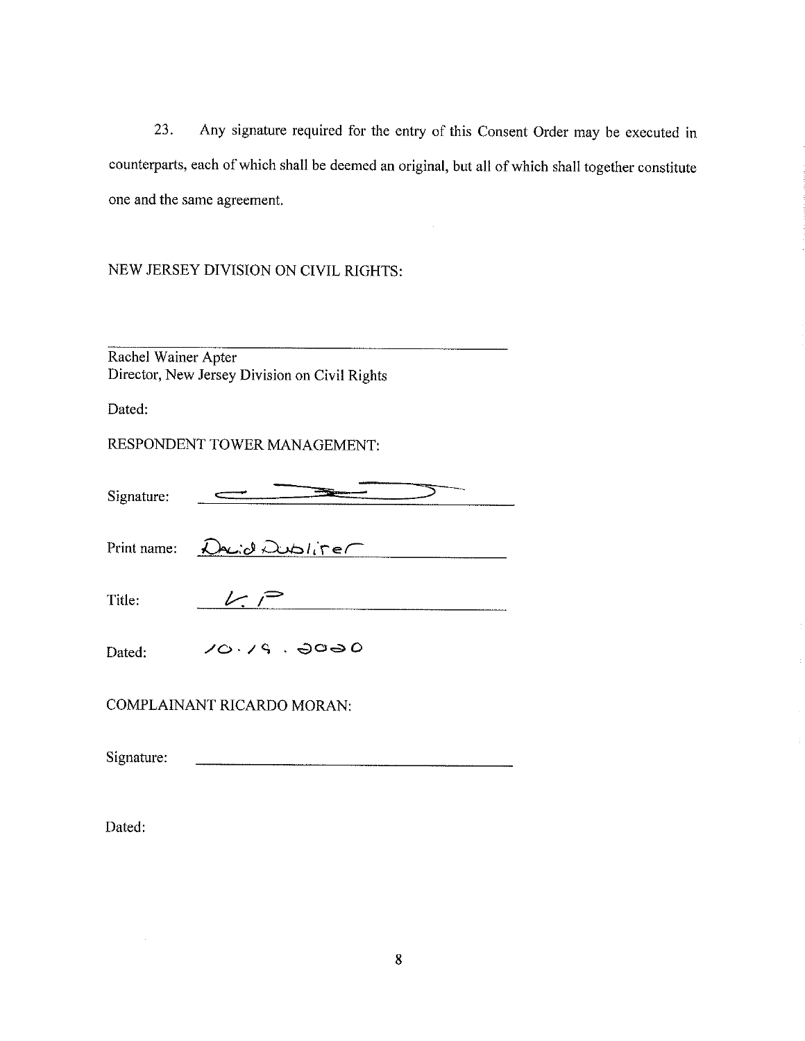23. Any signature required for the entry of this Consent Order may be executed in counterparts, each of which shall be deemed an original, but all of which shall together constitute one and the same agreement.

NEW JERSEY DIVISION ON CIVIL RIGHTS:

\_\_\_\_\_\_\_\_\_\_\_\_\_\_\_\_\_\_\_\_\_\_\_\_\_\_\_\_\_\_\_\_\_\_\_\_
Rachel Wainer Apter
Director, New Jersey Division on Civil Rights

Dated:

RESPONDENT TOWER MANAGEMENT:

Signature: [signature]

Print name: David Dublirer

Title: V.P

Dated: 10.19.2020

COMPLAINANT RICARDO MORAN:

Signature: \_\_\_\_\_\_\_\_\_\_\_\_\_\_\_\_\_\_\_\_\_\_\_\_\_\_\_\_

Dated: